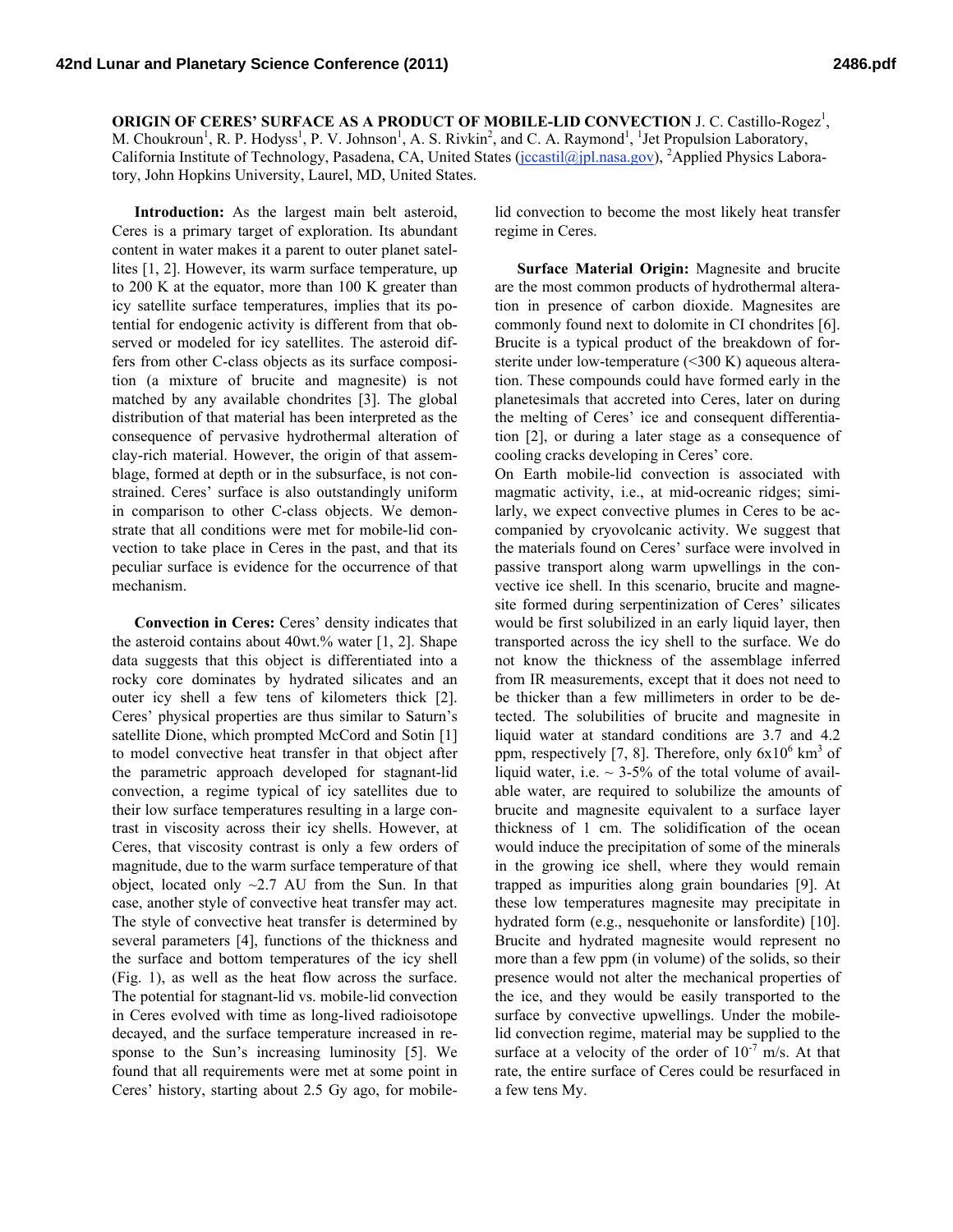**ORIGIN OF CERES' SURFACE AS A PRODUCT OF MOBILE-LID CONVECTION** J. C. Castillo-Rogez[1], M. Choukroun[1], R. P. Hodyss[1], P. V. Johnson[1], A. S. Rivkin[2], and C. A. Raymond[1], [1]Jet Propulsion Laboratory, California Institute of Technology, Pasadena, CA, United States (jccastil@jpl.nasa.gov), [2]Applied Physics Laboratory, John Hopkins University, Laurel, MD, United States.

**Introduction:** As the largest main belt asteroid, Ceres is a primary target of exploration. Its abundant content in water makes it a parent to outer planet satellites [1, 2]. However, its warm surface temperature, up to 200 K at the equator, more than 100 K greater than icy satellite surface temperatures, implies that its potential for endogenic activity is different from that observed or modeled for icy satellites. The asteroid differs from other C-class objects as its surface composition (a mixture of brucite and magnesite) is not matched by any available chondrites [3]. The global distribution of that material has been interpreted as the consequence of pervasive hydrothermal alteration of clay-rich material. However, the origin of that assemblage, formed at depth or in the subsurface, is not constrained. Ceres' surface is also outstandingly uniform in comparison to other C-class objects. We demonstrate that all conditions were met for mobile-lid convection to take place in Ceres in the past, and that its peculiar surface is evidence for the occurrence of that mechanism.

**Convection in Ceres:** Ceres' density indicates that the asteroid contains about 40wt.% water [1, 2]. Shape data suggests that this object is differentiated into a rocky core dominates by hydrated silicates and an outer icy shell a few tens of kilometers thick [2]. Ceres' physical properties are thus similar to Saturn's satellite Dione, which prompted McCord and Sotin [1] to model convective heat transfer in that object after the parametric approach developed for stagnant-lid convection, a regime typical of icy satellites due to their low surface temperatures resulting in a large contrast in viscosity across their icy shells. However, at Ceres, that viscosity contrast is only a few orders of magnitude, due to the warm surface temperature of that object, located only ~2.7 AU from the Sun. In that case, another style of convective heat transfer may act. The style of convective heat transfer is determined by several parameters [4], functions of the thickness and the surface and bottom temperatures of the icy shell (Fig. 1), as well as the heat flow across the surface. The potential for stagnant-lid vs. mobile-lid convection in Ceres evolved with time as long-lived radioisotope decayed, and the surface temperature increased in response to the Sun's increasing luminosity [5]. We found that all requirements were met at some point in Ceres' history, starting about 2.5 Gy ago, for mobile-lid convection to become the most likely heat transfer regime in Ceres.

**Surface Material Origin:** Magnesite and brucite are the most common products of hydrothermal alteration in presence of carbon dioxide. Magnesites are commonly found next to dolomite in CI chondrites [6]. Brucite is a typical product of the breakdown of forsterite under low-temperature (<300 K) aqueous alteration. These compounds could have formed early in the planetesimals that accreted into Ceres, later on during the melting of Ceres' ice and consequent differentiation [2], or during a later stage as a consequence of cooling cracks developing in Ceres' core.

On Earth mobile-lid convection is associated with magmatic activity, i.e., at mid-oceanic ridges; similarly, we expect convective plumes in Ceres to be accompanied by cryovolcanic activity. We suggest that the materials found on Ceres' surface were involved in passive transport along warm upwellings in the convective ice shell. In this scenario, brucite and magnesite formed during serpentinization of Ceres' silicates would be first solubilized in an early liquid layer, then transported across the icy shell to the surface. We do not know the thickness of the assemblage inferred from IR measurements, except that it does not need to be thicker than a few millimeters in order to be detected. The solubilities of brucite and magnesite in liquid water at standard conditions are 3.7 and 4.2 ppm, respectively [7, 8]. Therefore, only $6\times10^{6}$ km$^3$ of liquid water, i.e. ~ 3-5% of the total volume of available water, are required to solubilize the amounts of brucite and magnesite equivalent to a surface layer thickness of 1 cm. The solidification of the ocean would induce the precipitation of some of the minerals in the growing ice shell, where they would remain trapped as impurities along grain boundaries [9]. At these low temperatures magnesite may precipitate in hydrated form (e.g., nesquehonite or lansfordite) [10]. Brucite and hydrated magnesite would represent no more than a few ppm (in volume) of the solids, so their presence would not alter the mechanical properties of the ice, and they would be easily transported to the surface by convective upwellings. Under the mobile-lid convection regime, material may be supplied to the surface at a velocity of the order of $10^{-7}$ m/s. At that rate, the entire surface of Ceres could be resurfaced in a few tens My.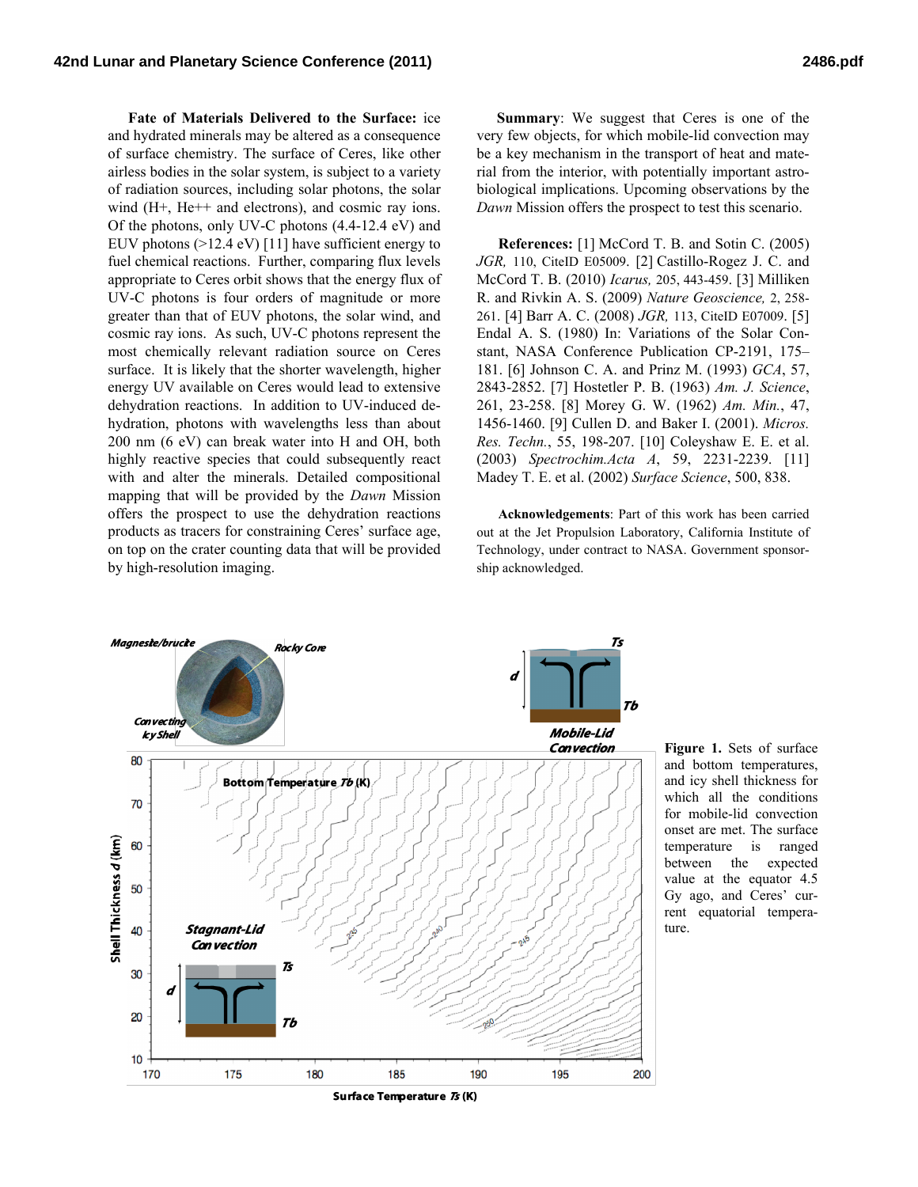**Fate of Materials Delivered to the Surface:** ice and hydrated minerals may be altered as a consequence of surface chemistry. The surface of Ceres, like other airless bodies in the solar system, is subject to a variety of radiation sources, including solar photons, the solar wind (H+, He++ and electrons), and cosmic ray ions. Of the photons, only UV-C photons (4.4-12.4 eV) and EUV photons (>12.4 eV) [11] have sufficient energy to fuel chemical reactions. Further, comparing flux levels appropriate to Ceres orbit shows that the energy flux of UV-C photons is four orders of magnitude or more greater than that of EUV photons, the solar wind, and cosmic ray ions. As such, UV-C photons represent the most chemically relevant radiation source on Ceres surface. It is likely that the shorter wavelength, higher energy UV available on Ceres would lead to extensive dehydration reactions. In addition to UV-induced dehydration, photons with wavelengths less than about 200 nm (6 eV) can break water into H and OH, both highly reactive species that could subsequently react with and alter the minerals. Detailed compositional mapping that will be provided by the *Dawn* Mission offers the prospect to use the dehydration reactions products as tracers for constraining Ceres' surface age, on top on the crater counting data that will be provided by high-resolution imaging.

**Summary**: We suggest that Ceres is one of the very few objects, for which mobile-lid convection may be a key mechanism in the transport of heat and material from the interior, with potentially important astrobiological implications. Upcoming observations by the *Dawn* Mission offers the prospect to test this scenario.

**References:** [1] McCord T. B. and Sotin C. (2005) *JGR*, 110, CiteID E05009. [2] Castillo-Rogez J. C. and McCord T. B. (2010) *Icarus*, 205, 443-459. [3] Milliken R. and Rivkin A. S. (2009) *Nature Geoscience*, 2, 258-261. [4] Barr A. C. (2008) *JGR*, 113, CiteID E07009. [5] Endal A. S. (1980) In: Variations of the Solar Constant, NASA Conference Publication CP-2191, 175–181. [6] Johnson C. A. and Prinz M. (1993) *GCA*, 57, 2843-2852. [7] Hostetler P. B. (1963) *Am. J. Science*, 261, 23-258. [8] Morey G. W. (1962) *Am. Min.*, 47, 1456-1460. [9] Cullen D. and Baker I. (2001). *Micros. Res. Techn.*, 55, 198-207. [10] Coleyshaw E. E. et al. (2003) *Spectrochim.Acta A*, 59, 2231-2239. [11] Madey T. E. et al. (2002) *Surface Science*, 500, 838.

**Acknowledgements**: Part of this work has been carried out at the Jet Propulsion Laboratory, California Institute of Technology, under contract to NASA. Government sponsorship acknowledged.

Magnesite/brucite
Rocky Core
Convecting Icy Shell
Mobile-Lid Convection
Stagnant-Lid Convection
Bottom Temperature $T_b$ (K)
Shell Thickness $d$ (km)
Surface Temperature $T_s$ (K)
$T_s$
$T_b$
$d$
235
240
245
250
80
70
60
50
40
30
20
10
170
175
180
185
190
195
200

**Figure 1.** Sets of surface and bottom temperatures, and icy shell thickness for which all the conditions for mobile-lid convection onset are met. The surface temperature is ranged between the expected value at the equator 4.5 Gy ago, and Ceres' current equatorial temperature.